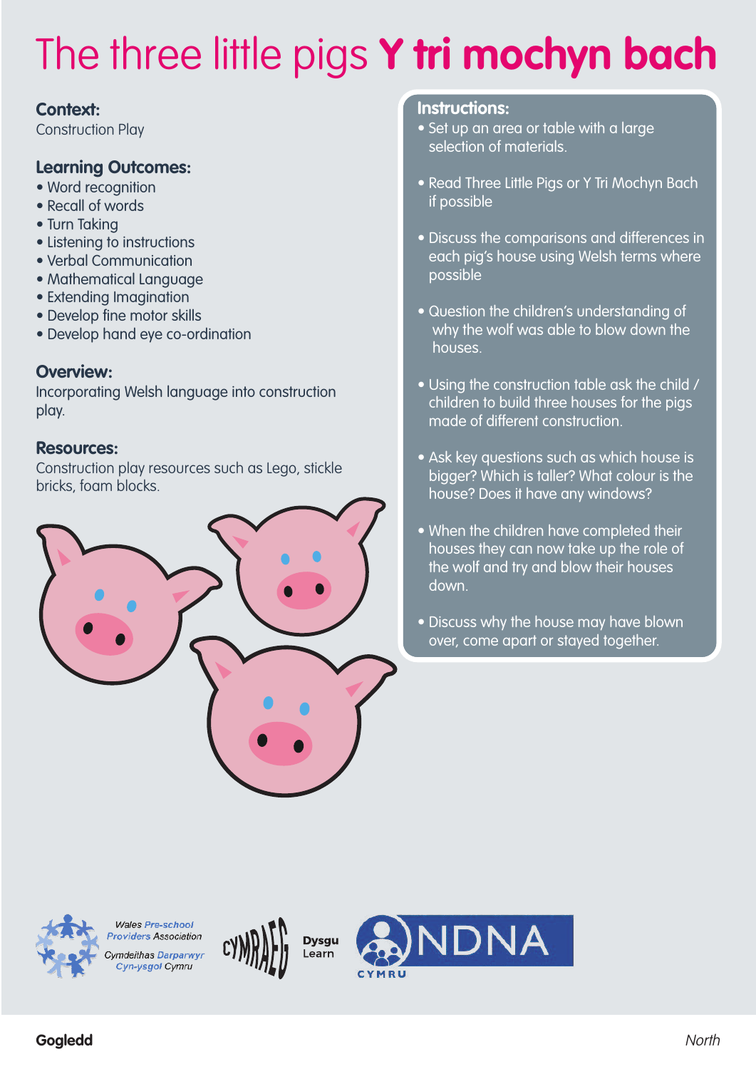# The three little pigs **Y tri mochyn bach**

## Context:
Construction Play

## Learning Outcomes:
- Word recognition
- Recall of words
- Turn Taking
- Listening to instructions
- Verbal Communication
- Mathematical Language
- Extending Imagination
- Develop fine motor skills
- Develop hand eye co-ordination

## Overview:
Incorporating Welsh language into construction play.

## Resources:
Construction play resources such as Lego, stickle bricks, foam blocks.

## Instructions:
- Set up an area or table with a large selection of materials.
- Read Three Little Pigs or Y Tri Mochyn Bach if possible
- Discuss the comparisons and differences in each pig's house using Welsh terms where possible
- Question the children's understanding of why the wolf was able to blow down the houses.
- Using the construction table ask the child / children to build three houses for the pigs made of different construction.
- Ask key questions such as which house is bigger? Which is taller? What colour is the house? Does it have any windows?
- When the children have completed their houses they can now take up the role of the wolf and try and blow their houses down.
- Discuss why the house may have blown over, come apart or stayed together.

Wales Pre-school Providers Association
Cymdeithas Darparwyr Cyn-ysgol Cymru

CYMRAEG Dysgu Learn

NDNA CYMRU

**Gogledd** *North*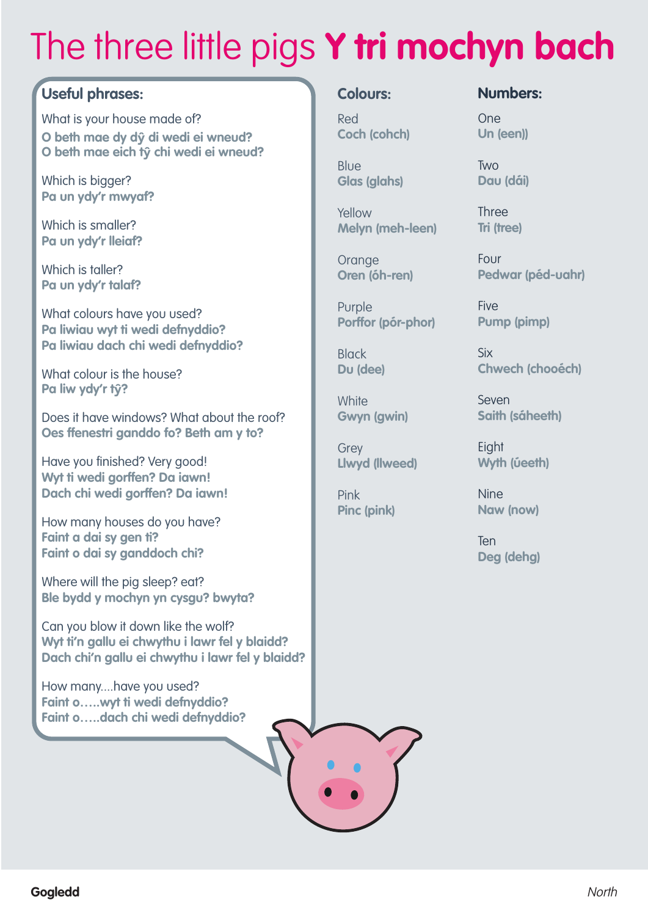# The three little pigs **Y tri mochyn bach**

## Useful phrases:

What is your house made of?
**O beth mae dy dŷ di wedi ei wneud?**
**O beth mae eich tŷ chi wedi ei wneud?**

Which is bigger?
**Pa un ydy'r mwyaf?**

Which is smaller?
**Pa un ydy'r lleiaf?**

Which is taller?
**Pa un ydy'r talaf?**

What colours have you used?
**Pa liwiau wyt ti wedi defnyddio?**
**Pa liwiau dach chi wedi defnyddio?**

What colour is the house?
**Pa liw ydy'r tŷ?**

Does it have windows? What about the roof?
**Oes ffenestri ganddo fo? Beth am y to?**

Have you finished? Very good!
**Wyt ti wedi gorffen? Da iawn!**
**Dach chi wedi gorffen? Da iawn!**

How many houses do you have?
**Faint a dai sy gen ti?**
**Faint o dai sy ganddoch chi?**

Where will the pig sleep? eat?
**Ble bydd y mochyn yn cysgu? bwyta?**

Can you blow it down like the wolf?
**Wyt ti'n gallu ei chwythu i lawr fel y blaidd?**
**Dach chi'n gallu ei chwythu i lawr fel y blaidd?**

How many....have you used?
**Faint o.....wyt ti wedi defnyddio?**
**Faint o.....dach chi wedi defnyddio?**

## Colours:

Red
**Coch (cohch)**

Blue
**Glas (glahs)**

Yellow
**Melyn (meh-leen)**

Orange
**Oren (óh-ren)**

Purple
**Porffor (pór-phor)**

Black
**Du (dee)**

White
**Gwyn (gwin)**

Grey
**Llwyd (llweed)**

Pink
**Pinc (pink)**

## Numbers:

One
**Un (een))**

Two
**Dau (dái)**

Three
**Tri (tree)**

Four
**Pedwar (péd-uahr)**

Five
**Pump (pimp)**

Six
**Chwech (chooéch)**

Seven
**Saith (sáheeth)**

Eight
**Wyth (úeeth)**

Nine
**Naw (now)**

Ten
**Deg (dehg)**

**Gogledd** *North*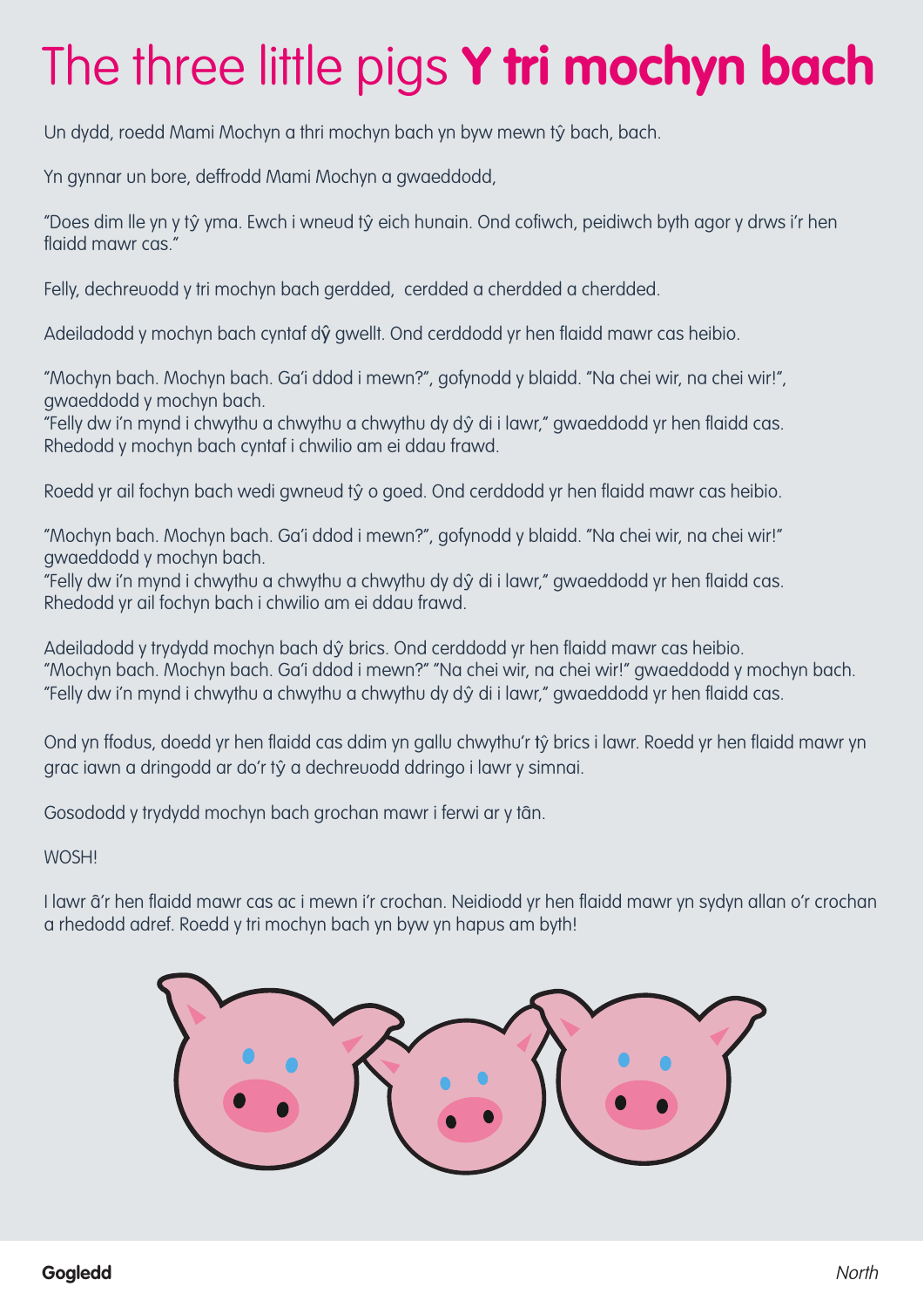# The three little pigs **Y tri mochyn bach**

Un dydd, roedd Mami Mochyn a thri mochyn bach yn byw mewn tŷ bach, bach.

Yn gynnar un bore, deffrodd Mami Mochyn a gwaeddodd,

"Does dim lle yn y tŷ yma. Ewch i wneud tŷ eich hunain. Ond cofiwch, peidiwch byth agor y drws i'r hen flaidd mawr cas."

Felly, dechreuodd y tri mochyn bach gerdded, cerdded a cherdded a cherdded.

Adeiladodd y mochyn bach cyntaf dŷ gwellt. Ond cerddodd yr hen flaidd mawr cas heibio.

"Mochyn bach. Mochyn bach. Ga'i ddod i mewn?", gofynodd y blaidd. "Na chei wir, na chei wir!", gwaeddodd y mochyn bach.
"Felly dw i'n mynd i chwythu a chwythu a chwythu dy dŷ di i lawr," gwaeddodd yr hen flaidd cas.
Rhedodd y mochyn bach cyntaf i chwilio am ei ddau frawd.

Roedd yr ail fochyn bach wedi gwneud tŷ o goed. Ond cerddodd yr hen flaidd mawr cas heibio.

"Mochyn bach. Mochyn bach. Ga'i ddod i mewn?", gofynodd y blaidd. "Na chei wir, na chei wir!" gwaeddodd y mochyn bach.
"Felly dw i'n mynd i chwythu a chwythu a chwythu dy dŷ di i lawr," gwaeddodd yr hen flaidd cas.
Rhedodd yr ail fochyn bach i chwilio am ei ddau frawd.

Adeiladodd y trydydd mochyn bach dŷ brics. Ond cerddodd yr hen flaidd mawr cas heibio.
"Mochyn bach. Mochyn bach. Ga'i ddod i mewn?" "Na chei wir, na chei wir!" gwaeddodd y mochyn bach.
"Felly dw i'n mynd i chwythu a chwythu a chwythu dy dŷ di i lawr," gwaeddodd yr hen flaidd cas.

Ond yn ffodus, doedd yr hen flaidd cas ddim yn gallu chwythu'r tŷ brics i lawr. Roedd yr hen flaidd mawr yn grac iawn a dringodd ar do'r tŷ a dechreuodd ddringo i lawr y simnai.

Gosododd y trydydd mochyn bach grochan mawr i ferwi ar y tân.

WOSH!

I lawr â'r hen flaidd mawr cas ac i mewn i'r crochan. Neidiodd yr hen flaidd mawr yn sydyn allan o'r crochan a rhedodd adref. Roedd y tri mochyn bach yn byw yn hapus am byth!

**Gogledd** *North*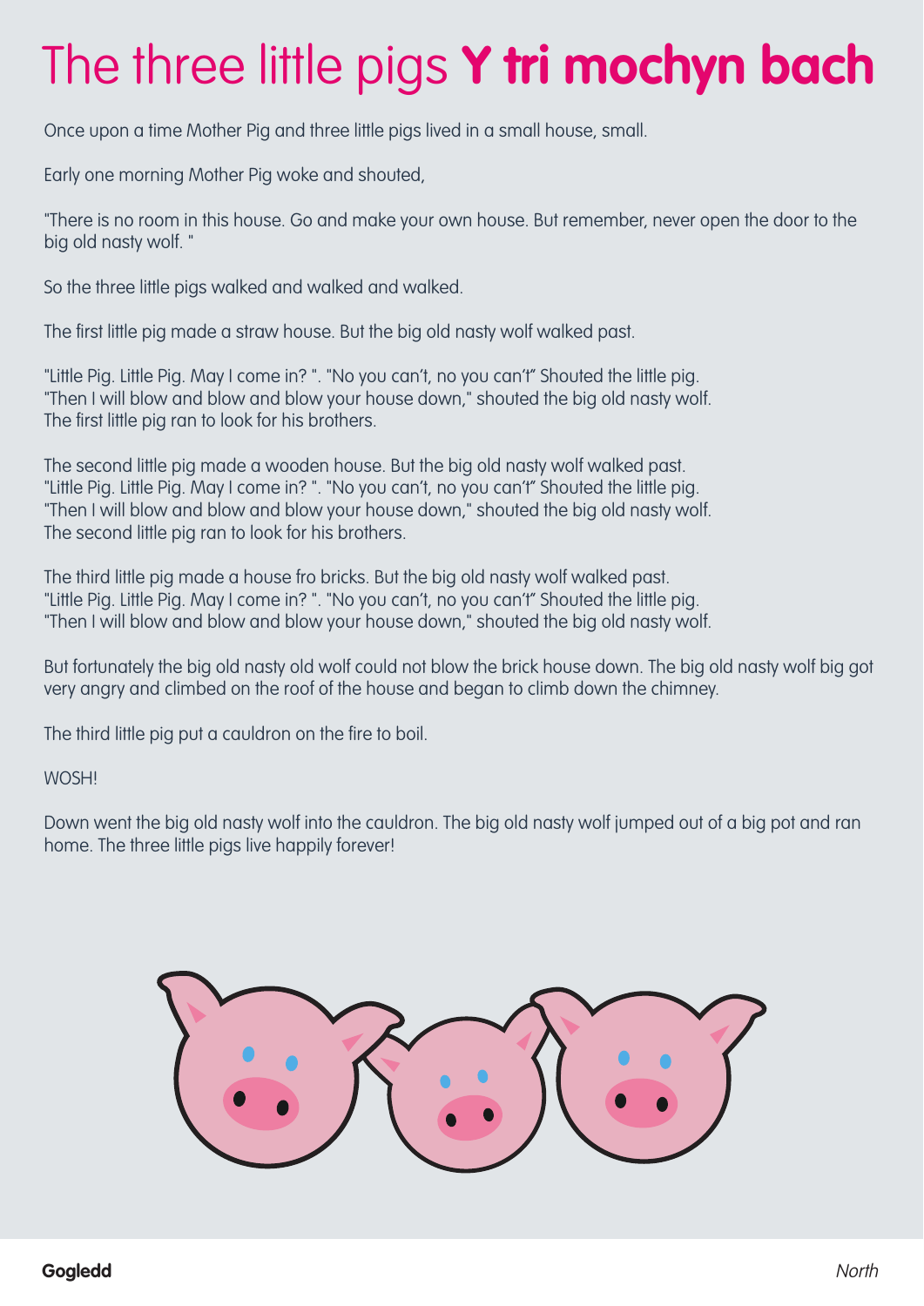# The three little pigs **Y tri mochyn bach**

Once upon a time Mother Pig and three little pigs lived in a small house, small.

Early one morning Mother Pig woke and shouted,

"There is no room in this house. Go and make your own house. But remember, never open the door to the big old nasty wolf. "

So the three little pigs walked and walked and walked.

The first little pig made a straw house. But the big old nasty wolf walked past.

"Little Pig. Little Pig. May I come in? ". "No you can't, no you can't" Shouted the little pig.
"Then I will blow and blow and blow your house down," shouted the big old nasty wolf.
The first little pig ran to look for his brothers.

The second little pig made a wooden house. But the big old nasty wolf walked past.
"Little Pig. Little Pig. May I come in? ". "No you can't, no you can't" Shouted the little pig.
"Then I will blow and blow and blow your house down," shouted the big old nasty wolf.
The second little pig ran to look for his brothers.

The third little pig made a house fro bricks. But the big old nasty wolf walked past.
"Little Pig. Little Pig. May I come in? ". "No you can't, no you can't" Shouted the little pig.
"Then I will blow and blow and blow your house down," shouted the big old nasty wolf.

But fortunately the big old nasty old wolf could not blow the brick house down. The big old nasty wolf big got very angry and climbed on the roof of the house and began to climb down the chimney.

The third little pig put a cauldron on the fire to boil.

WOSH!

Down went the big old nasty wolf into the cauldron. The big old nasty wolf jumped out of a big pot and ran home. The three little pigs live happily forever!

**Gogledd** *North*